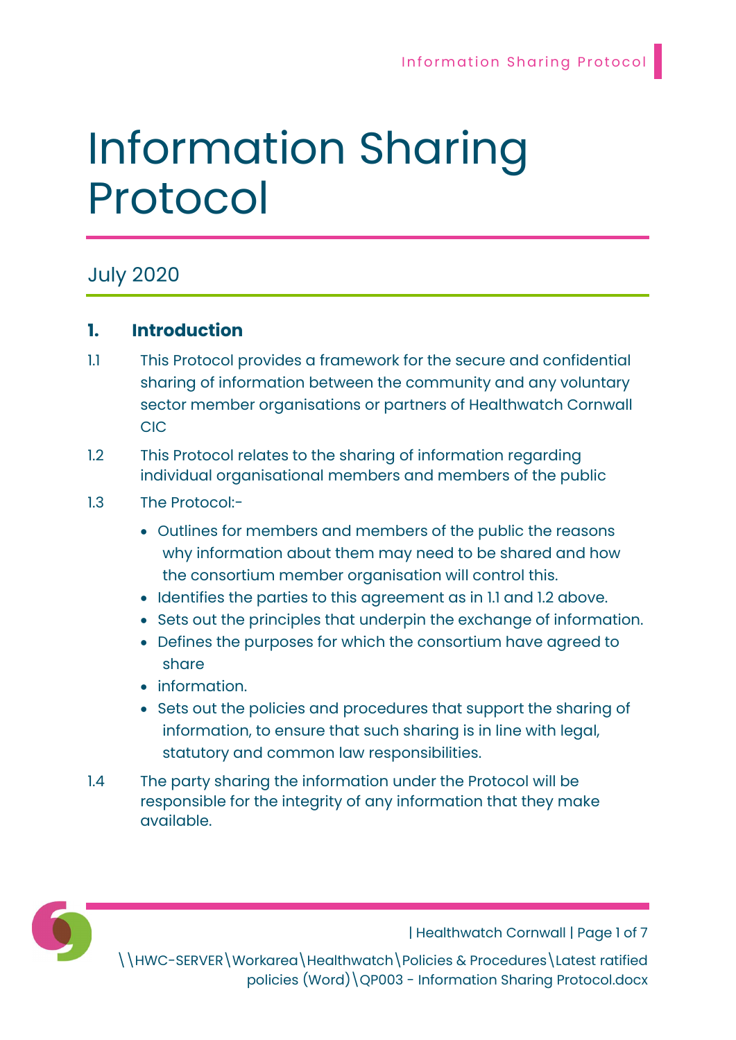# Information Sharing Protocol

## July 2020

### 1. Introduction

1.1 This Protocol provides a framework for the secure and confidential sharing of information between the community and any voluntary sector member organisations or partners of Healthwatch Cornwall CIC

1.2 This Protocol relates to the sharing of information regarding individual organisational members and members of the public

1.3 The Protocol:-

- Outlines for members and members of the public the reasons why information about them may need to be shared and how the consortium member organisation will control this.
- Identifies the parties to this agreement as in 1.1 and 1.2 above.
- Sets out the principles that underpin the exchange of information.
- Defines the purposes for which the consortium have agreed to share
- information.
- Sets out the policies and procedures that support the sharing of information, to ensure that such sharing is in line with legal, statutory and common law responsibilities.

1.4 The party sharing the information under the Protocol will be responsible for the integrity of any information that they make available.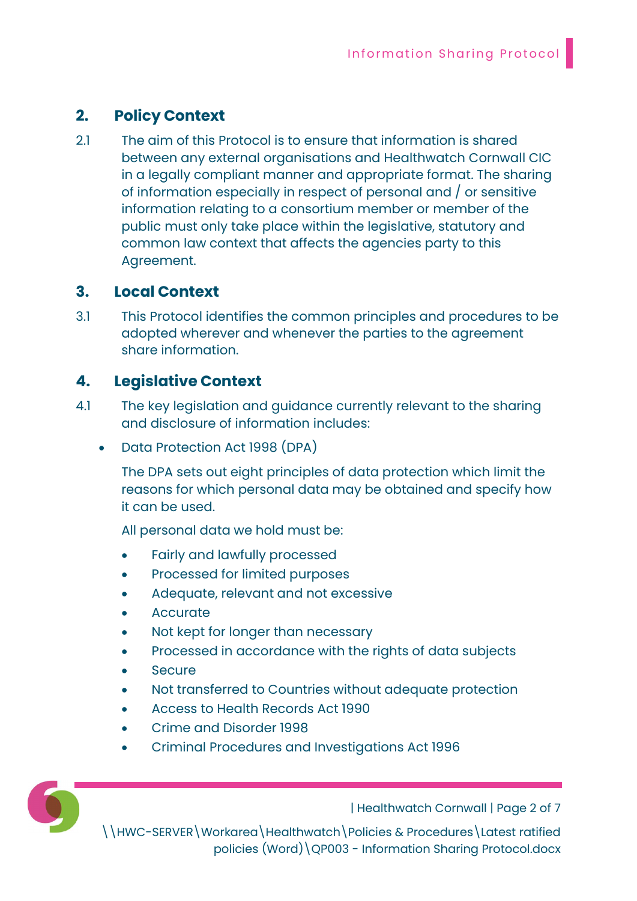## 2. Policy Context

2.1 The aim of this Protocol is to ensure that information is shared between any external organisations and Healthwatch Cornwall CIC in a legally compliant manner and appropriate format. The sharing of information especially in respect of personal and / or sensitive information relating to a consortium member or member of the public must only take place within the legislative, statutory and common law context that affects the agencies party to this Agreement.

## 3. Local Context

3.1 This Protocol identifies the common principles and procedures to be adopted wherever and whenever the parties to the agreement share information.

## 4. Legislative Context

4.1 The key legislation and guidance currently relevant to the sharing and disclosure of information includes:

- Data Protection Act 1998 (DPA)

  The DPA sets out eight principles of data protection which limit the reasons for which personal data may be obtained and specify how it can be used.

  All personal data we hold must be:

  - Fairly and lawfully processed
  - Processed for limited purposes
  - Adequate, relevant and not excessive
  - Accurate
  - Not kept for longer than necessary
  - Processed in accordance with the rights of data subjects
  - Secure
  - Not transferred to Countries without adequate protection
  - Access to Health Records Act 1990
  - Crime and Disorder 1998
  - Criminal Procedures and Investigations Act 1996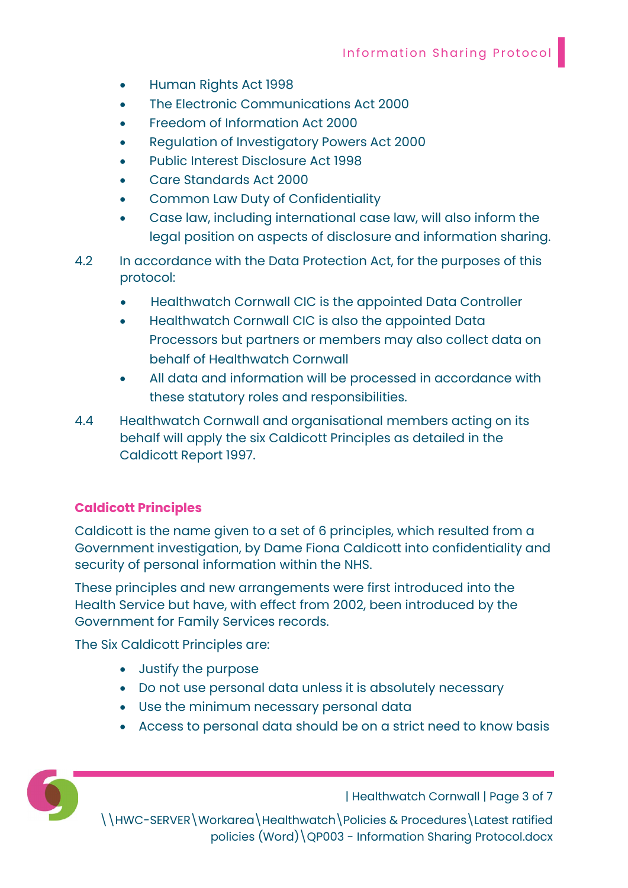- Human Rights Act 1998
- The Electronic Communications Act 2000
- Freedom of Information Act 2000
- Regulation of Investigatory Powers Act 2000
- Public Interest Disclosure Act 1998
- Care Standards Act 2000
- Common Law Duty of Confidentiality
- Case law, including international case law, will also inform the legal position on aspects of disclosure and information sharing.

4.2 In accordance with the Data Protection Act, for the purposes of this protocol:

- Healthwatch Cornwall CIC is the appointed Data Controller
- Healthwatch Cornwall CIC is also the appointed Data Processors but partners or members may also collect data on behalf of Healthwatch Cornwall
- All data and information will be processed in accordance with these statutory roles and responsibilities.

4.4 Healthwatch Cornwall and organisational members acting on its behalf will apply the six Caldicott Principles as detailed in the Caldicott Report 1997.

## Caldicott Principles

Caldicott is the name given to a set of 6 principles, which resulted from a Government investigation, by Dame Fiona Caldicott into confidentiality and security of personal information within the NHS.

These principles and new arrangements were first introduced into the Health Service but have, with effect from 2002, been introduced by the Government for Family Services records.

The Six Caldicott Principles are:

- Justify the purpose
- Do not use personal data unless it is absolutely necessary
- Use the minimum necessary personal data
- Access to personal data should be on a strict need to know basis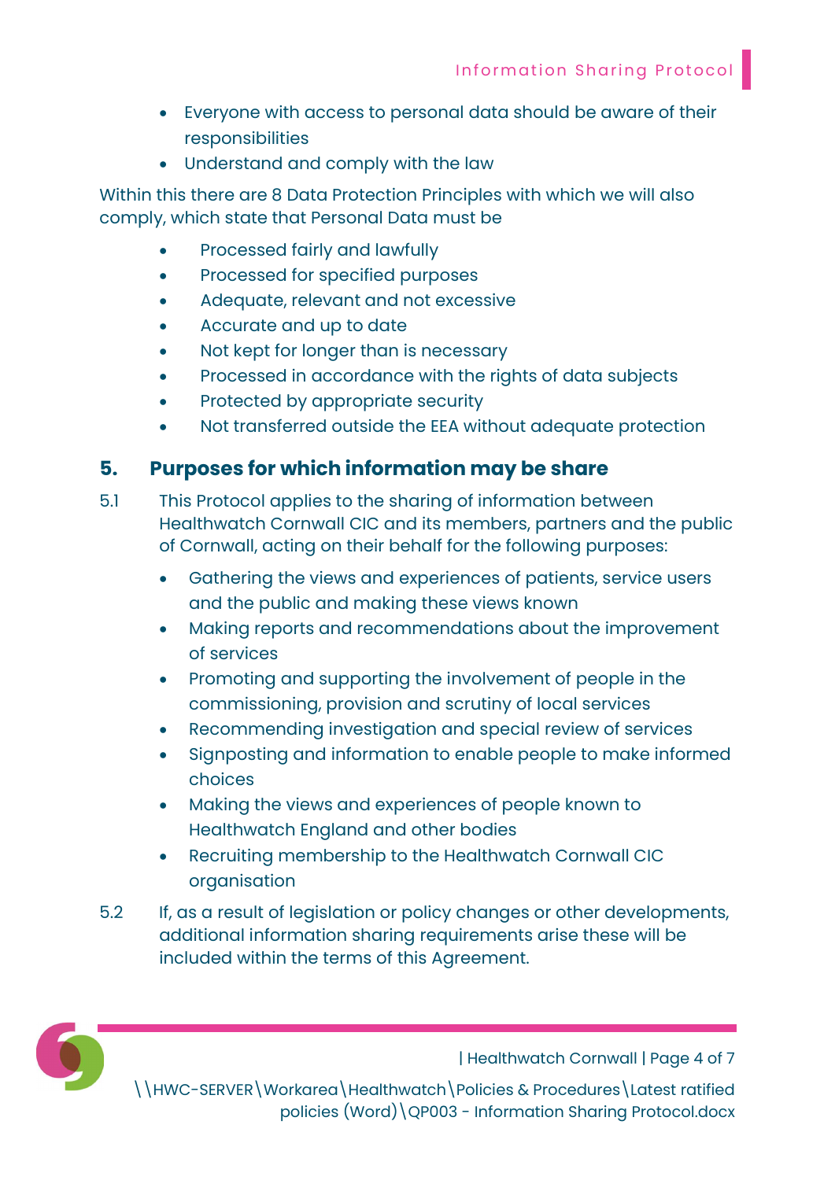- Everyone with access to personal data should be aware of their responsibilities
- Understand and comply with the law

Within this there are 8 Data Protection Principles with which we will also comply, which state that Personal Data must be

- Processed fairly and lawfully
- Processed for specified purposes
- Adequate, relevant and not excessive
- Accurate and up to date
- Not kept for longer than is necessary
- Processed in accordance with the rights of data subjects
- Protected by appropriate security
- Not transferred outside the EEA without adequate protection

## 5. Purposes for which information may be share

5.1 This Protocol applies to the sharing of information between Healthwatch Cornwall CIC and its members, partners and the public of Cornwall, acting on their behalf for the following purposes:

- Gathering the views and experiences of patients, service users and the public and making these views known
- Making reports and recommendations about the improvement of services
- Promoting and supporting the involvement of people in the commissioning, provision and scrutiny of local services
- Recommending investigation and special review of services
- Signposting and information to enable people to make informed choices
- Making the views and experiences of people known to Healthwatch England and other bodies
- Recruiting membership to the Healthwatch Cornwall CIC organisation

5.2 If, as a result of legislation or policy changes or other developments, additional information sharing requirements arise these will be included within the terms of this Agreement.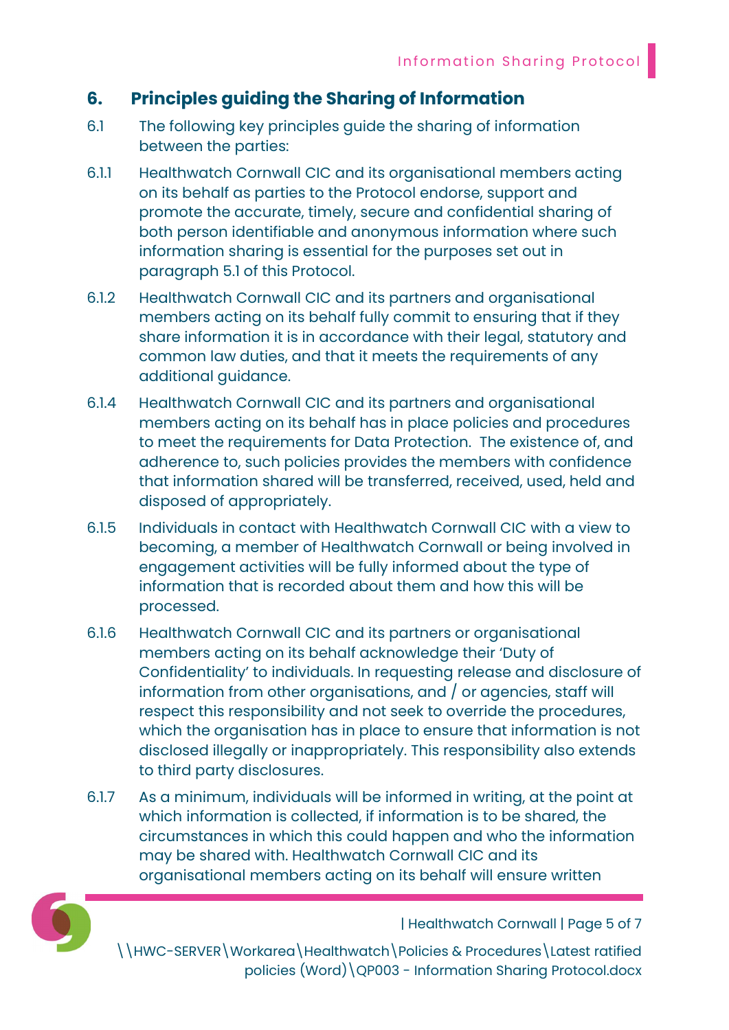## 6. Principles guiding the Sharing of Information

6.1 The following key principles guide the sharing of information between the parties:

6.1.1 Healthwatch Cornwall CIC and its organisational members acting on its behalf as parties to the Protocol endorse, support and promote the accurate, timely, secure and confidential sharing of both person identifiable and anonymous information where such information sharing is essential for the purposes set out in paragraph 5.1 of this Protocol.

6.1.2 Healthwatch Cornwall CIC and its partners and organisational members acting on its behalf fully commit to ensuring that if they share information it is in accordance with their legal, statutory and common law duties, and that it meets the requirements of any additional guidance.

6.1.4 Healthwatch Cornwall CIC and its partners and organisational members acting on its behalf has in place policies and procedures to meet the requirements for Data Protection. The existence of, and adherence to, such policies provides the members with confidence that information shared will be transferred, received, used, held and disposed of appropriately.

6.1.5 Individuals in contact with Healthwatch Cornwall CIC with a view to becoming, a member of Healthwatch Cornwall or being involved in engagement activities will be fully informed about the type of information that is recorded about them and how this will be processed.

6.1.6 Healthwatch Cornwall CIC and its partners or organisational members acting on its behalf acknowledge their 'Duty of Confidentiality' to individuals. In requesting release and disclosure of information from other organisations, and / or agencies, staff will respect this responsibility and not seek to override the procedures, which the organisation has in place to ensure that information is not disclosed illegally or inappropriately. This responsibility also extends to third party disclosures.

6.1.7 As a minimum, individuals will be informed in writing, at the point at which information is collected, if information is to be shared, the circumstances in which this could happen and who the information may be shared with. Healthwatch Cornwall CIC and its organisational members acting on its behalf will ensure written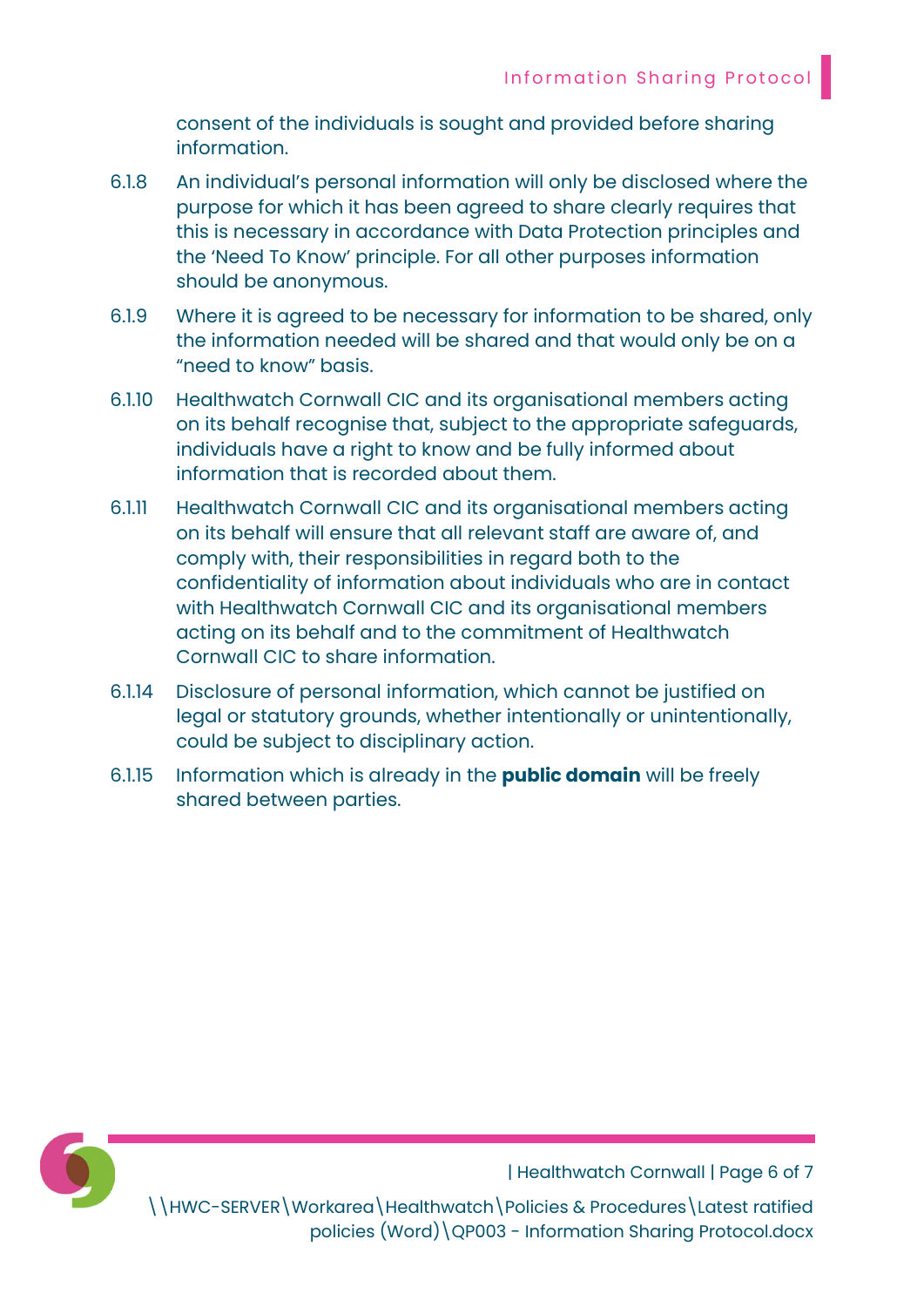consent of the individuals is sought and provided before sharing information.

6.1.8 An individual's personal information will only be disclosed where the purpose for which it has been agreed to share clearly requires that this is necessary in accordance with Data Protection principles and the 'Need To Know' principle. For all other purposes information should be anonymous.

6.1.9 Where it is agreed to be necessary for information to be shared, only the information needed will be shared and that would only be on a "need to know" basis.

6.1.10 Healthwatch Cornwall CIC and its organisational members acting on its behalf recognise that, subject to the appropriate safeguards, individuals have a right to know and be fully informed about information that is recorded about them.

6.1.11 Healthwatch Cornwall CIC and its organisational members acting on its behalf will ensure that all relevant staff are aware of, and comply with, their responsibilities in regard both to the confidentiality of information about individuals who are in contact with Healthwatch Cornwall CIC and its organisational members acting on its behalf and to the commitment of Healthwatch Cornwall CIC to share information.

6.1.14 Disclosure of personal information, which cannot be justified on legal or statutory grounds, whether intentionally or unintentionally, could be subject to disciplinary action.

6.1.15 Information which is already in the **public domain** will be freely shared between parties.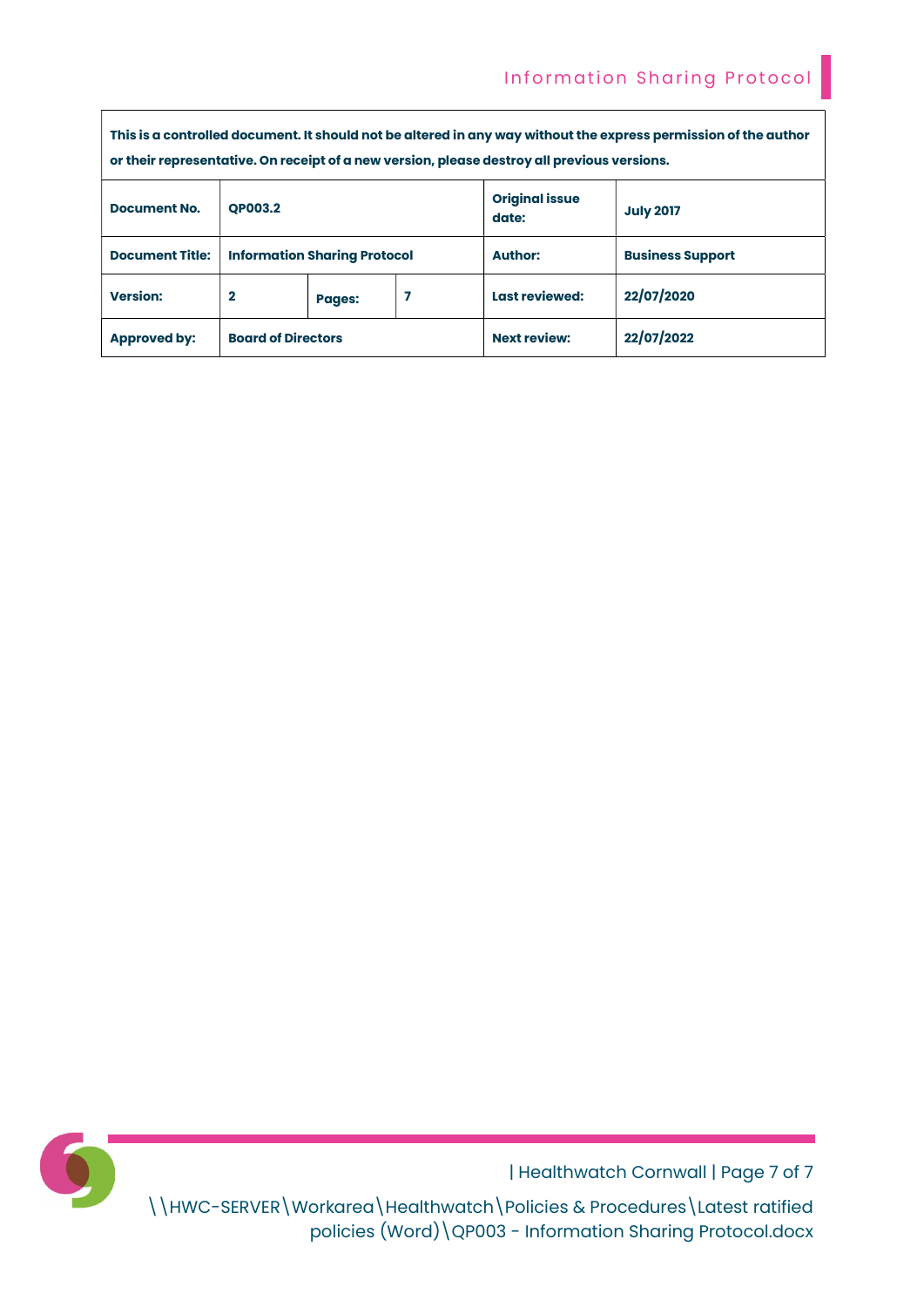| This is a controlled document. It should not be altered in any way without the express permission of the author or their representative. On receipt of a new version, please destroy all previous versions. | | | | | |
|---|---|---|---|---|---|
| **Document No.** | **QP003.2** | | | **Original issue date:** | **July 2017** |
| **Document Title:** | **Information Sharing Protocol** | | | **Author:** | **Business Support** |
| **Version:** | **2** | **Pages:** | **7** | **Last reviewed:** | **22/07/2020** |
| **Approved by:** | **Board of Directors** | | | **Next review:** | **22/07/2022** |

\\HWC-SERVER\Workarea\Healthwatch\Policies & Procedures\Latest ratified policies (Word)\QP003 - Information Sharing Protocol.docx